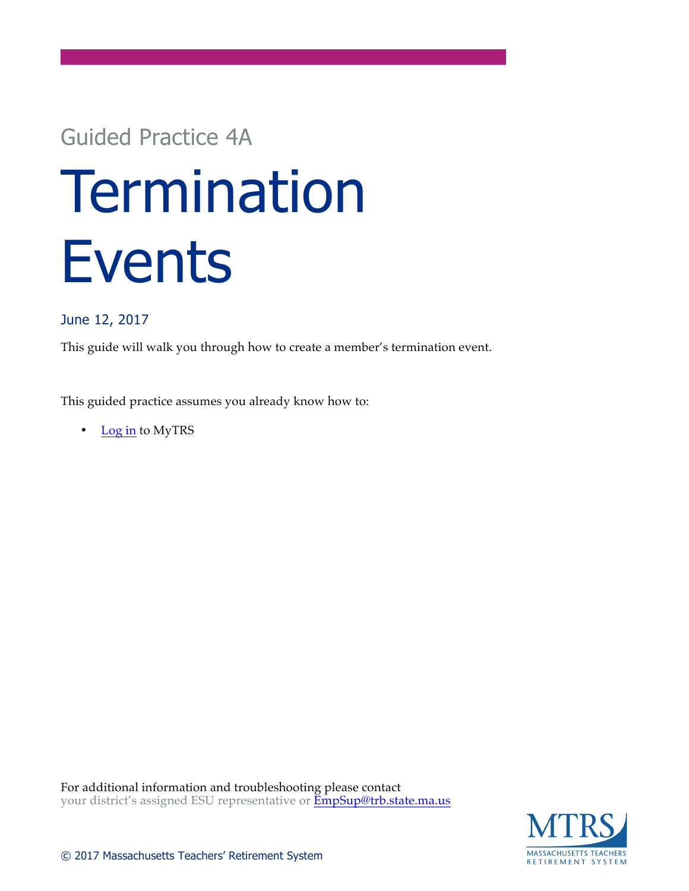Guided Practice 4A

# Termination Events

June 12, 2017

This guide will walk you through how to create a member's termination event.

This guided practice assumes you already know how to:

- Log in to MyTRS

For additional information and troubleshooting please contact your district's assigned ESU representative or EmpSup@trb.state.ma.us

© 2017 Massachusetts Teachers' Retirement System

MTRS MASSACHUSETTS TEACHERS' RETIREMENT SYSTEM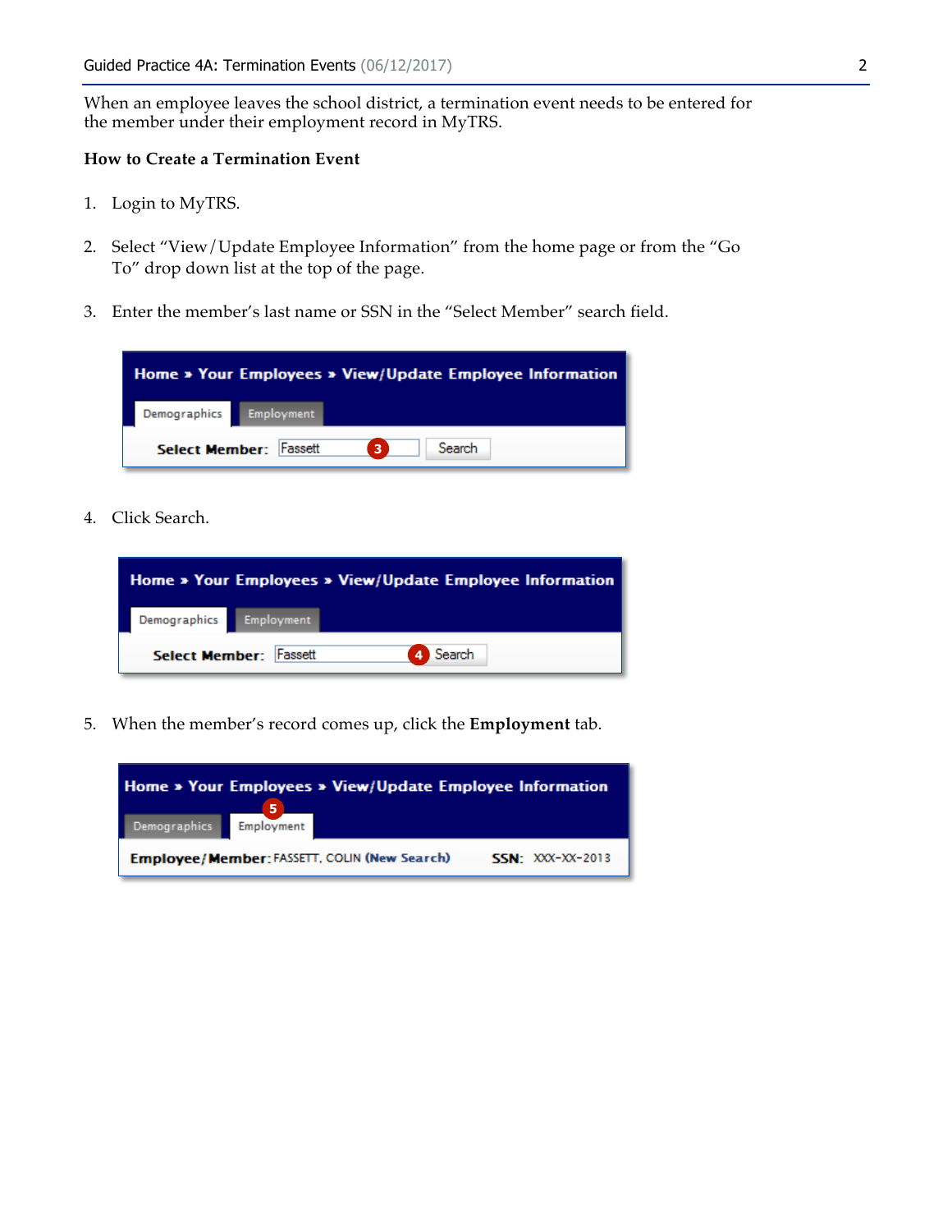When an employee leaves the school district, a termination event needs to be entered for the member under their employment record in MyTRS.

**How to Create a Termination Event**

1. Login to MyTRS.

2. Select "View/Update Employee Information" from the home page or from the "Go To" drop down list at the top of the page.

3. Enter the member's last name or SSN in the "Select Member" search field.

4. Click Search.

5. When the member's record comes up, click the **Employment** tab.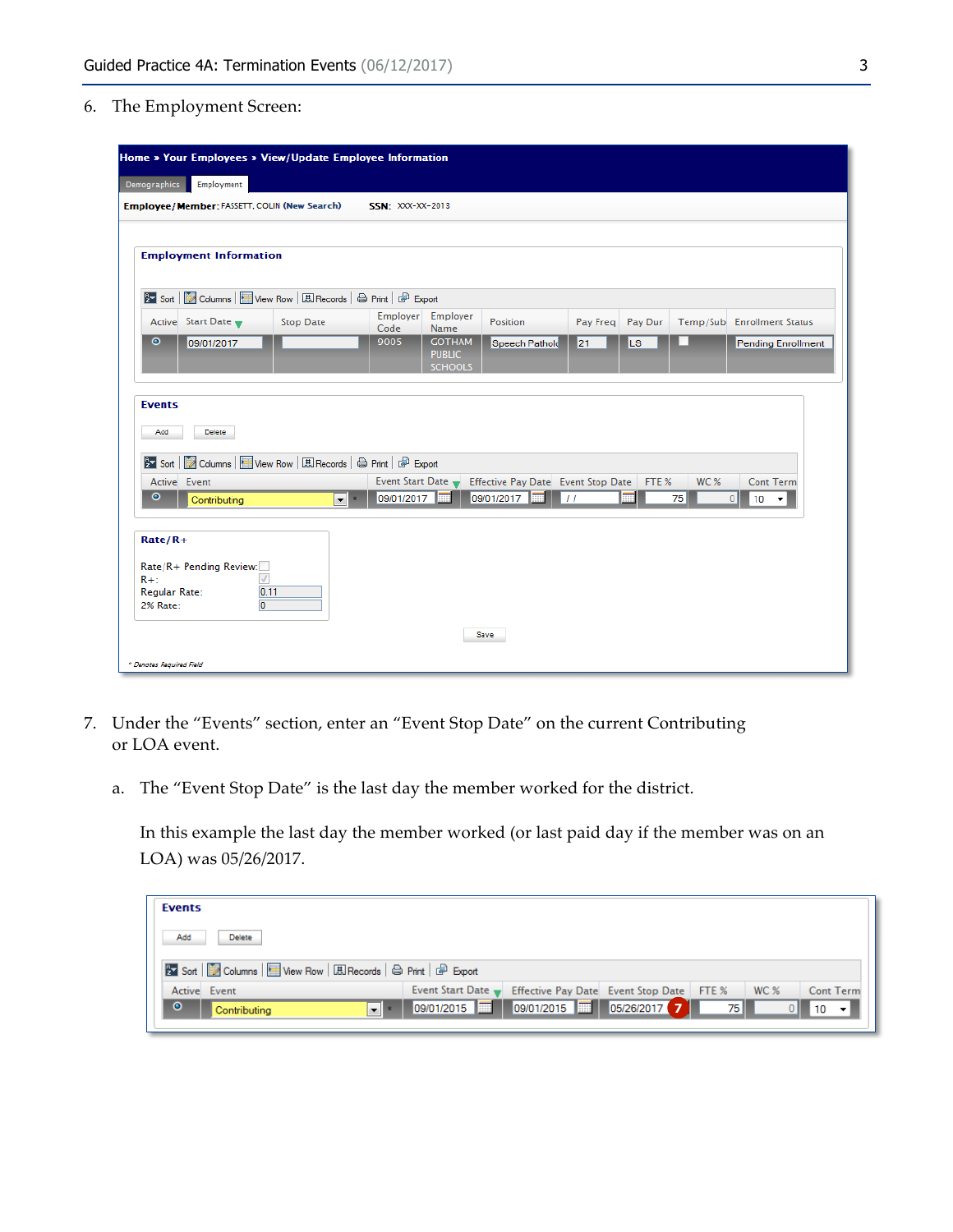6. The Employment Screen:

Home » Your Employees » View/Update Employee Information

Demographics | Employment

**Employee/Member:** FASSETT, COLIN (New Search) **SSN:** XXX-XX-2013

**Employment Information**

Sort | Columns | View Row | Records | Print | Export

| Active | Start Date | Stop Date | Employer Code | Employer Name | Position | Pay Freq | Pay Dur | Temp/Sub | Enrollment Status |
|---|---|---|---|---|---|---|---|---|---|
| ⊙ | 09/01/2017 | | 9005 | GOTHAM PUBLIC SCHOOLS | Speech Pathol | 21 | LS | ☐ | Pending Enrollment |

**Events**

Add | Delete

Sort | Columns | View Row | Records | Print | Export

| Active | Event | Event Start Date | Effective Pay Date | Event Stop Date | FTE % | WC % | Cont Term |
|---|---|---|---|---|---|---|---|
| ⊙ | Contributing * | 09/01/2017 | 09/01/2017 | / / | 75 | 0 | 10 |

**Rate/R+**

Rate/R+ Pending Review: ☐
R+: ☑
Regular Rate: 0.11
2% Rate: 0

Save

* Denotes Required Field

7. Under the "Events" section, enter an "Event Stop Date" on the current Contributing or LOA event.

   a. The "Event Stop Date" is the last day the member worked for the district.

      In this example the last day the member worked (or last paid day if the member was on an LOA) was 05/26/2017.

**Events**

Add | Delete

Sort | Columns | View Row | Records | Print | Export

| Active | Event | Event Start Date | Effective Pay Date | Event Stop Date | FTE % | WC % | Cont Term |
|---|---|---|---|---|---|---|---|
| ⊙ | Contributing * | 09/01/2015 | 09/01/2015 | 05/26/2017 (7) | 75 | 0 | 10 |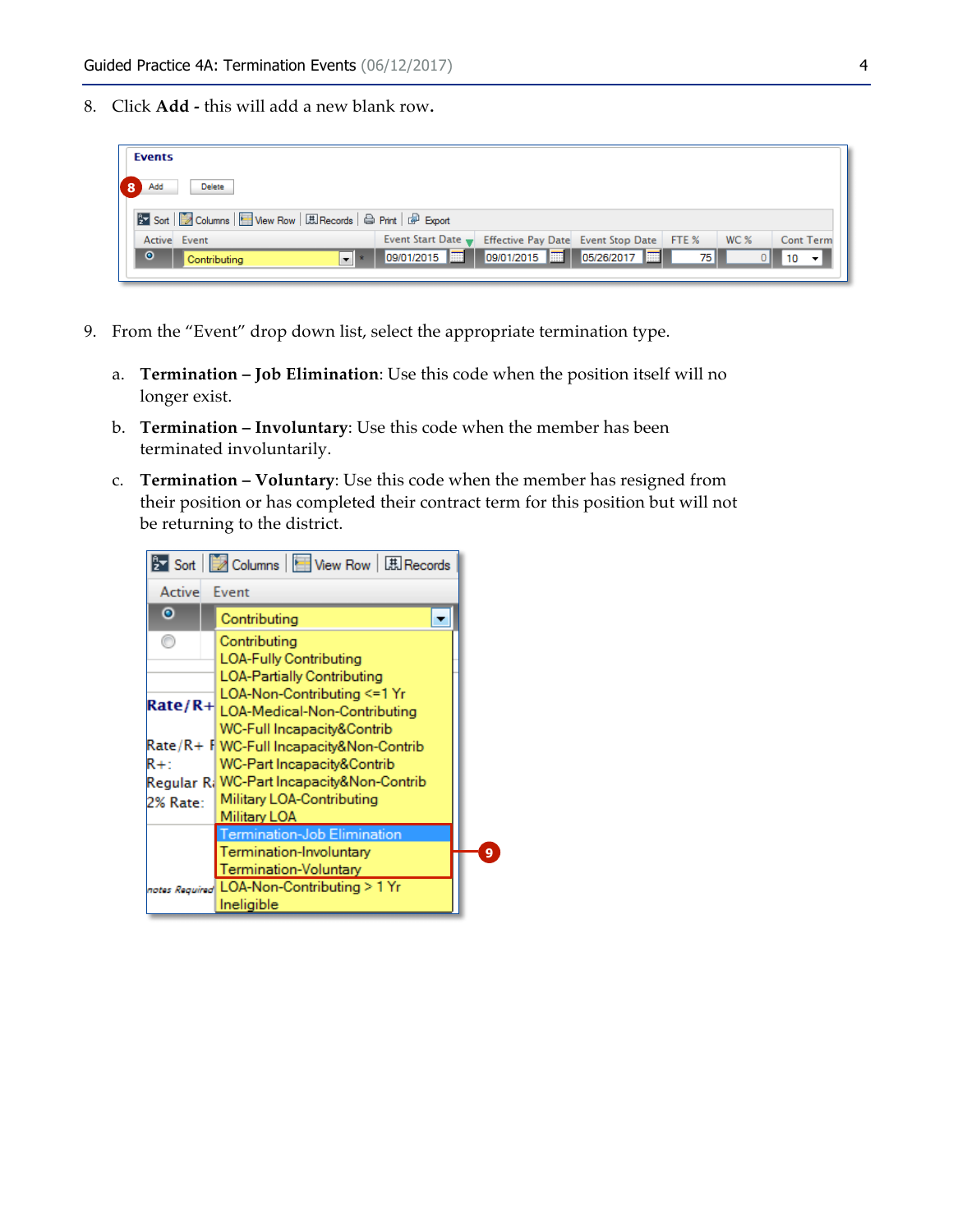8. Click **Add -** this will add a new blank row**.**

9. From the "Event" drop down list, select the appropriate termination type.

   a. **Termination – Job Elimination**: Use this code when the position itself will no longer exist.

   b. **Termination – Involuntary**: Use this code when the member has been terminated involuntarily.

   c. **Termination – Voluntary**: Use this code when the member has resigned from their position or has completed their contract term for this position but will not be returning to the district.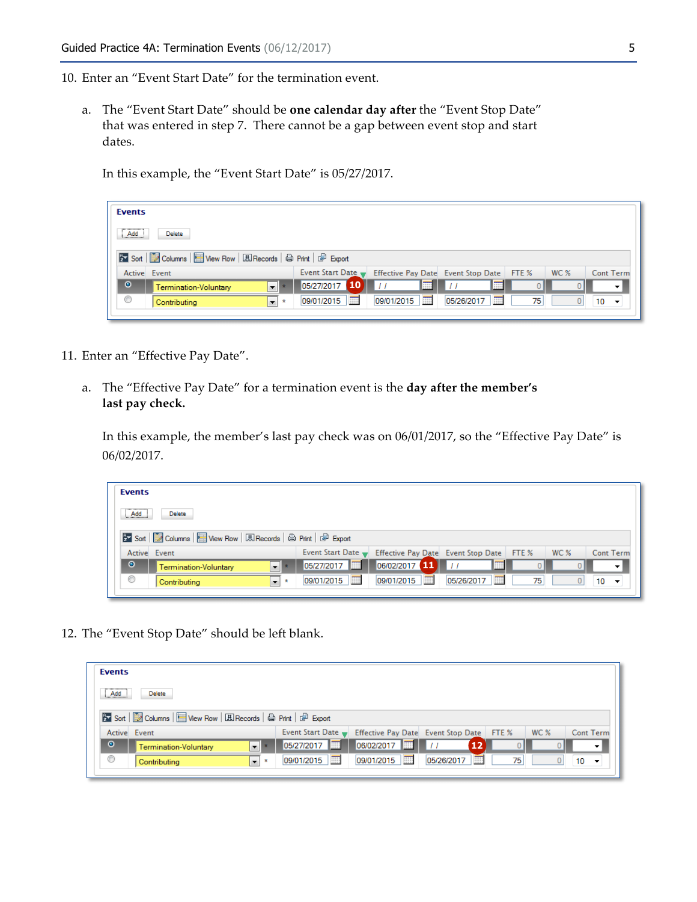10. Enter an "Event Start Date" for the termination event.

    a. The "Event Start Date" should be **one calendar day after** the "Event Stop Date" that was entered in step 7. There cannot be a gap between event stop and start dates.

       In this example, the "Event Start Date" is 05/27/2017.

**Events**

| Active | Event | | Event Start Date | Effective Pay Date | Event Stop Date | FTE % | WC % | Cont Term |
|---|---|---|---|---|---|---|---|---|
| ◉ | Termination-Voluntary | * | 05/27/2017 (10) | / / | / / | 0 | 0 | |
| ○ | Contributing | * | 09/01/2015 | 09/01/2015 | 05/26/2017 | 75 | 0 | 10 |

11. Enter an "Effective Pay Date".

    a. The "Effective Pay Date" for a termination event is the **day after the member's last pay check.**

       In this example, the member's last pay check was on 06/01/2017, so the "Effective Pay Date" is 06/02/2017.

**Events**

| Active | Event | | Event Start Date | Effective Pay Date | Event Stop Date | FTE % | WC % | Cont Term |
|---|---|---|---|---|---|---|---|---|
| ◉ | Termination-Voluntary | * | 05/27/2017 | 06/02/2017 (11) | / / | 0 | 0 | |
| ○ | Contributing | * | 09/01/2015 | 09/01/2015 | 05/26/2017 | 75 | 0 | 10 |

12. The "Event Stop Date" should be left blank.

**Events**

| Active | Event | | Event Start Date | Effective Pay Date | Event Stop Date | FTE % | WC % | Cont Term |
|---|---|---|---|---|---|---|---|---|
| ◉ | Termination-Voluntary | * | 05/27/2017 | 06/02/2017 | / / (12) | 0 | 0 | |
| ○ | Contributing | * | 09/01/2015 | 09/01/2015 | 05/26/2017 | 75 | 0 | 10 |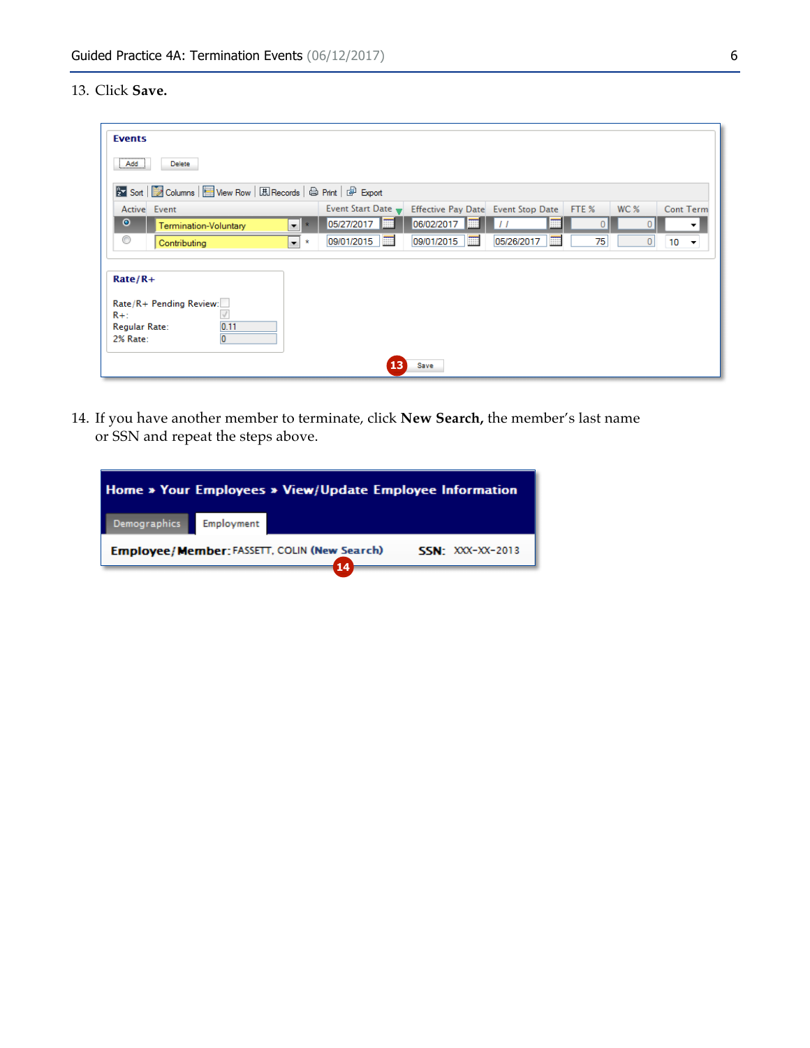13. Click **Save.**

**Events**

Add Delete

Sort | Columns | View Row | Records | Print | Export

| Active | Event | Event Start Date | Effective Pay Date | Event Stop Date | FTE % | WC % | Cont Term |
|---|---|---|---|---|---|---|---|
| ◉ | Termination-Voluntary | 05/27/2017 | 06/02/2017 | / / | 0 | 0 | |
| ○ | Contributing | 09/01/2015 | 09/01/2015 | 05/26/2017 | 75 | 0 | 10 |

**Rate/R+**

Rate/R+ Pending Review:
R+:
Regular Rate: 0.11
2% Rate: 0

13 Save

14. If you have another member to terminate, click **New Search,** the member's last name or SSN and repeat the steps above.

**Home » Your Employees » View/Update Employee Information**

Demographics | Employment

**Employee/Member:** FASSETT, COLIN (**New Search**) **SSN:** XXX-XX-2013

14